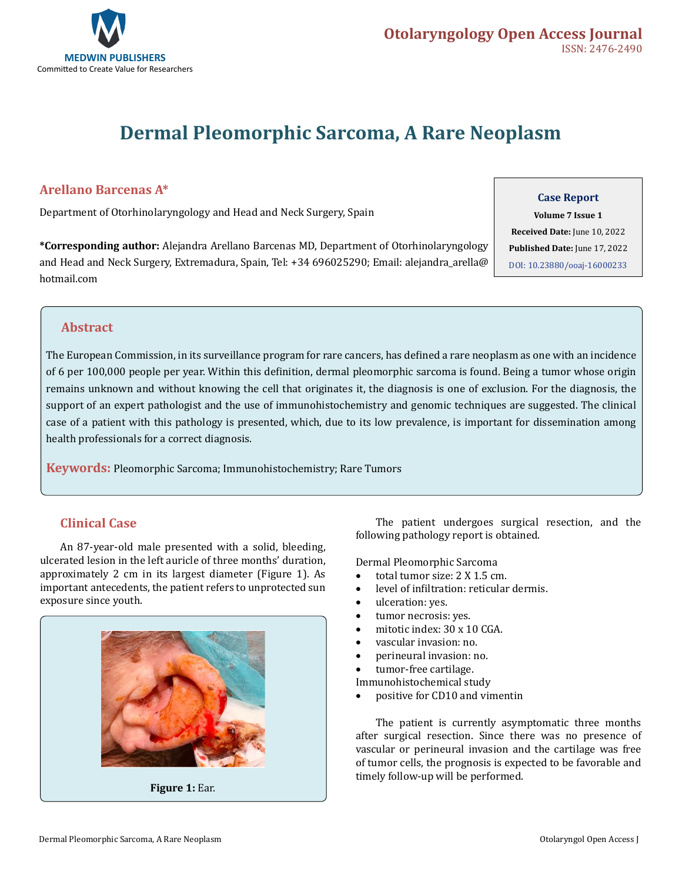# Dermal Pleomorphic Sarcoma, A Rare Neoplasm

**Arellano Barcenas A***

Department of Otorhinolaryngology and Head and Neck Surgery, Spain

**\*Corresponding author:** Alejandra Arellano Barcenas MD, Department of Otorhinolaryngology and Head and Neck Surgery, Extremadura, Spain, Tel: +34 696025290; Email: alejandra_arella@hotmail.com

**Case Report**
**Volume 7 Issue 1**
**Received Date:** June 10, 2022
**Published Date:** June 17, 2022
DOI: 10.23880/ooaj-16000233

## Abstract

The European Commission, in its surveillance program for rare cancers, has defined a rare neoplasm as one with an incidence of 6 per 100,000 people per year. Within this definition, dermal pleomorphic sarcoma is found. Being a tumor whose origin remains unknown and without knowing the cell that originates it, the diagnosis is one of exclusion. For the diagnosis, the support of an expert pathologist and the use of immunohistochemistry and genomic techniques are suggested. The clinical case of a patient with this pathology is presented, which, due to its low prevalence, is important for dissemination among health professionals for a correct diagnosis.

**Keywords:** Pleomorphic Sarcoma; Immunohistochemistry; Rare Tumors

## Clinical Case

An 87-year-old male presented with a solid, bleeding, ulcerated lesion in the left auricle of three months' duration, approximately 2 cm in its largest diameter (Figure 1). As important antecedents, the patient refers to unprotected sun exposure since youth.

**Figure 1:** Ear.

The patient undergoes surgical resection, and the following pathology report is obtained.

Dermal Pleomorphic Sarcoma

- total tumor size: 2 X 1.5 cm.
- level of infiltration: reticular dermis.
- ulceration: yes.
- tumor necrosis: yes.
- mitotic index: 30 x 10 CGA.
- vascular invasion: no.
- perineural invasion: no.
- tumor-free cartilage.

Immunohistochemical study

- positive for CD10 and vimentin

The patient is currently asymptomatic three months after surgical resection. Since there was no presence of vascular or perineural invasion and the cartilage was free of tumor cells, the prognosis is expected to be favorable and timely follow-up will be performed.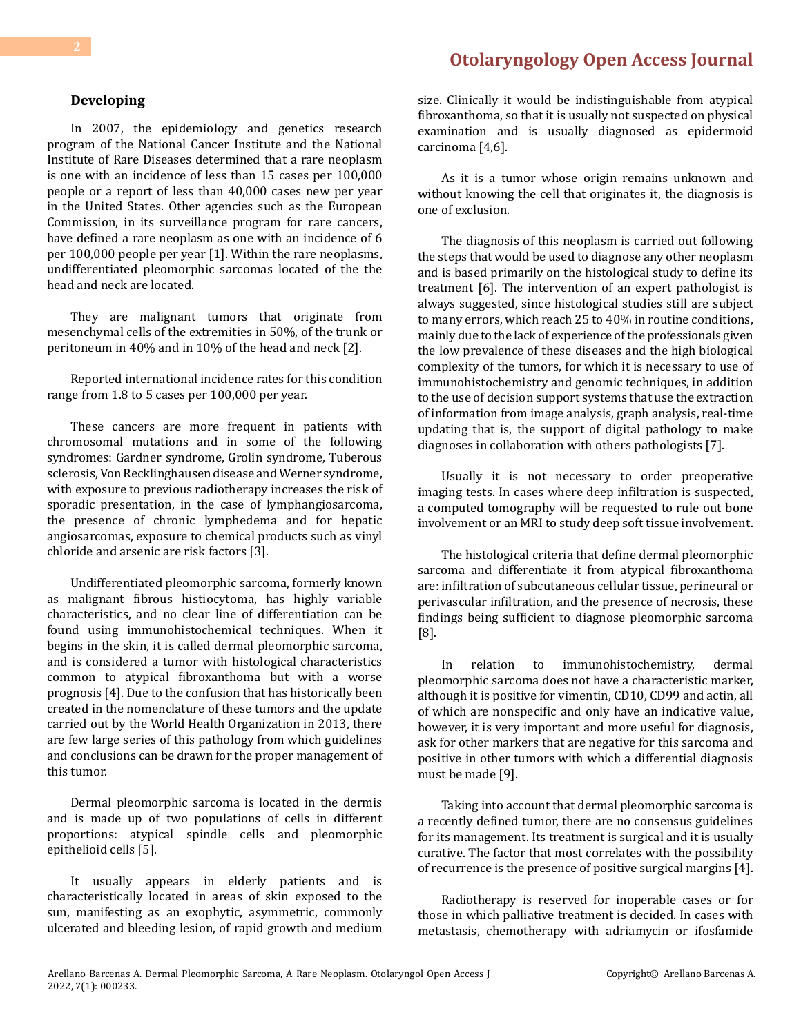### Developing

In 2007, the epidemiology and genetics research program of the National Cancer Institute and the National Institute of Rare Diseases determined that a rare neoplasm is one with an incidence of less than 15 cases per 100,000 people or a report of less than 40,000 cases new per year in the United States. Other agencies such as the European Commission, in its surveillance program for rare cancers, have defined a rare neoplasm as one with an incidence of 6 per 100,000 people per year [1]. Within the rare neoplasms, undifferentiated pleomorphic sarcomas located of the the head and neck are located.

They are malignant tumors that originate from mesenchymal cells of the extremities in 50%, of the trunk or peritoneum in 40% and in 10% of the head and neck [2].

Reported international incidence rates for this condition range from 1.8 to 5 cases per 100,000 per year.

These cancers are more frequent in patients with chromosomal mutations and in some of the following syndromes: Gardner syndrome, Grolin syndrome, Tuberous sclerosis, Von Recklinghausen disease and Werner syndrome, with exposure to previous radiotherapy increases the risk of sporadic presentation, in the case of lymphangiosarcoma, the presence of chronic lymphedema and for hepatic angiosarcomas, exposure to chemical products such as vinyl chloride and arsenic are risk factors [3].

Undifferentiated pleomorphic sarcoma, formerly known as malignant fibrous histiocytoma, has highly variable characteristics, and no clear line of differentiation can be found using immunohistochemical techniques. When it begins in the skin, it is called dermal pleomorphic sarcoma, and is considered a tumor with histological characteristics common to atypical fibroxanthoma but with a worse prognosis [4]. Due to the confusion that has historically been created in the nomenclature of these tumors and the update carried out by the World Health Organization in 2013, there are few large series of this pathology from which guidelines and conclusions can be drawn for the proper management of this tumor.

Dermal pleomorphic sarcoma is located in the dermis and is made up of two populations of cells in different proportions: atypical spindle cells and pleomorphic epithelioid cells [5].

It usually appears in elderly patients and is characteristically located in areas of skin exposed to the sun, manifesting as an exophytic, asymmetric, commonly ulcerated and bleeding lesion, of rapid growth and medium size. Clinically it would be indistinguishable from atypical fibroxanthoma, so that it is usually not suspected on physical examination and is usually diagnosed as epidermoid carcinoma [4,6].

As it is a tumor whose origin remains unknown and without knowing the cell that originates it, the diagnosis is one of exclusion.

The diagnosis of this neoplasm is carried out following the steps that would be used to diagnose any other neoplasm and is based primarily on the histological study to define its treatment [6]. The intervention of an expert pathologist is always suggested, since histological studies still are subject to many errors, which reach 25 to 40% in routine conditions, mainly due to the lack of experience of the professionals given the low prevalence of these diseases and the high biological complexity of the tumors, for which it is necessary to use of immunohistochemistry and genomic techniques, in addition to the use of decision support systems that use the extraction of information from image analysis, graph analysis, real-time updating that is, the support of digital pathology to make diagnoses in collaboration with others pathologists [7].

Usually it is not necessary to order preoperative imaging tests. In cases where deep infiltration is suspected, a computed tomography will be requested to rule out bone involvement or an MRI to study deep soft tissue involvement.

The histological criteria that define dermal pleomorphic sarcoma and differentiate it from atypical fibroxanthoma are: infiltration of subcutaneous cellular tissue, perineural or perivascular infiltration, and the presence of necrosis, these findings being sufficient to diagnose pleomorphic sarcoma [8].

In relation to immunohistochemistry, dermal pleomorphic sarcoma does not have a characteristic marker, although it is positive for vimentin, CD10, CD99 and actin, all of which are nonspecific and only have an indicative value, however, it is very important and more useful for diagnosis, ask for other markers that are negative for this sarcoma and positive in other tumors with which a differential diagnosis must be made [9].

Taking into account that dermal pleomorphic sarcoma is a recently defined tumor, there are no consensus guidelines for its management. Its treatment is surgical and it is usually curative. The factor that most correlates with the possibility of recurrence is the presence of positive surgical margins [4].

Radiotherapy is reserved for inoperable cases or for those in which palliative treatment is decided. In cases with metastasis, chemotherapy with adriamycin or ifosfamide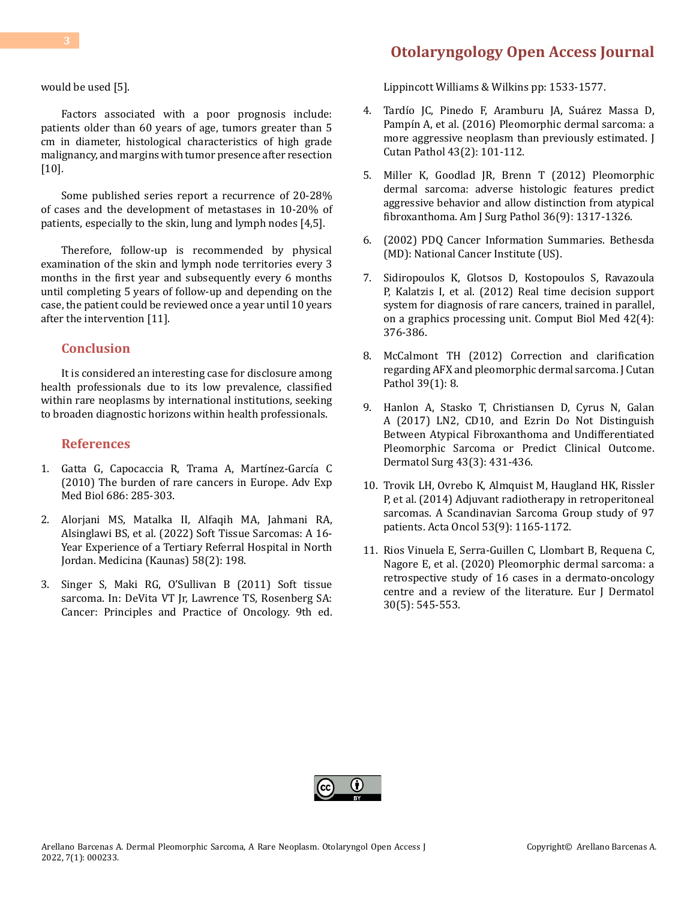would be used [5].

Factors associated with a poor prognosis include: patients older than 60 years of age, tumors greater than 5 cm in diameter, histological characteristics of high grade malignancy, and margins with tumor presence after resection [10].

Some published series report a recurrence of 20-28% of cases and the development of metastases in 10-20% of patients, especially to the skin, lung and lymph nodes [4,5].

Therefore, follow-up is recommended by physical examination of the skin and lymph node territories every 3 months in the first year and subsequently every 6 months until completing 5 years of follow-up and depending on the case, the patient could be reviewed once a year until 10 years after the intervention [11].

## Conclusion

It is considered an interesting case for disclosure among health professionals due to its low prevalence, classified within rare neoplasms by international institutions, seeking to broaden diagnostic horizons within health professionals.

## References

1. Gatta G, Capocaccia R, Trama A, Martínez-García C (2010) The burden of rare cancers in Europe. Adv Exp Med Biol 686: 285-303.
2. Alorjani MS, Matalka II, Alfaqih MA, Jahmani RA, Alsinglawi BS, et al. (2022) Soft Tissue Sarcomas: A 16-Year Experience of a Tertiary Referral Hospital in North Jordan. Medicina (Kaunas) 58(2): 198.
3. Singer S, Maki RG, O'Sullivan B (2011) Soft tissue sarcoma. In: DeVita VT Jr, Lawrence TS, Rosenberg SA: Cancer: Principles and Practice of Oncology. 9th ed. Lippincott Williams & Wilkins pp: 1533-1577.
4. Tardío JC, Pinedo F, Aramburu JA, Suárez Massa D, Pampín A, et al. (2016) Pleomorphic dermal sarcoma: a more aggressive neoplasm than previously estimated. J Cutan Pathol 43(2): 101-112.
5. Miller K, Goodlad JR, Brenn T (2012) Pleomorphic dermal sarcoma: adverse histologic features predict aggressive behavior and allow distinction from atypical fibroxanthoma. Am J Surg Pathol 36(9): 1317-1326.
6. (2002) PDQ Cancer Information Summaries. Bethesda (MD): National Cancer Institute (US).
7. Sidiropoulos K, Glotsos D, Kostopoulos S, Ravazoula P, Kalatzis I, et al. (2012) Real time decision support system for diagnosis of rare cancers, trained in parallel, on a graphics processing unit. Comput Biol Med 42(4): 376-386.
8. McCalmont TH (2012) Correction and clarification regarding AFX and pleomorphic dermal sarcoma. J Cutan Pathol 39(1): 8.
9. Hanlon A, Stasko T, Christiansen D, Cyrus N, Galan A (2017) LN2, CD10, and Ezrin Do Not Distinguish Between Atypical Fibroxanthoma and Undifferentiated Pleomorphic Sarcoma or Predict Clinical Outcome. Dermatol Surg 43(3): 431-436.
10. Trovik LH, Ovrebo K, Almquist M, Haugland HK, Rissler P, et al. (2014) Adjuvant radiotherapy in retroperitoneal sarcomas. A Scandinavian Sarcoma Group study of 97 patients. Acta Oncol 53(9): 1165-1172.
11. Rios Vinuela E, Serra-Guillen C, Llombart B, Requena C, Nagore E, et al. (2020) Pleomorphic dermal sarcoma: a retrospective study of 16 cases in a dermato-oncology centre and a review of the literature. Eur J Dermatol 30(5): 545-553.